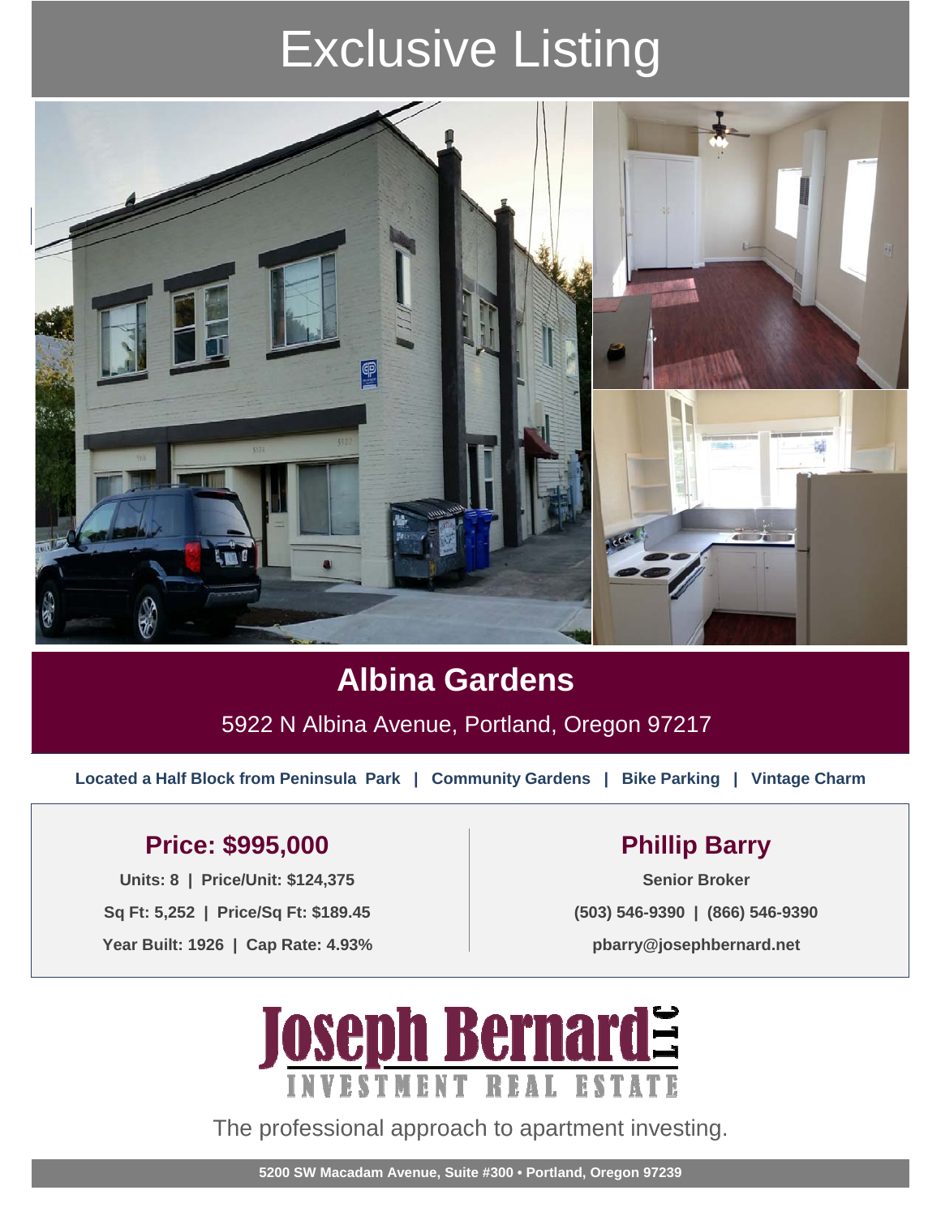# Exclusive Listing

## Albina Gardens

5922 N Albina Avenue, Portland, Oregon 97217

**Located a Half Block from Peninsula Park | Community Gardens | Bike Parking | Vintage Charm**

### Price: $995,000

**Units: 8 | Price/Unit: $124,375**

**Sq Ft: 5,252 | Price/Sq Ft: $189.45**

**Year Built: 1926 | Cap Rate: 4.93%**

### Phillip Barry

**Senior Broker**

**(503) 546-9390 | (866) 546-9390**

**pbarry@josephbernard.net**

**Joseph Bernard LLC**

**INVESTMENT REAL ESTATE**

The professional approach to apartment investing.

**5200 SW Macadam Avenue, Suite #300 • Portland, Oregon 97239**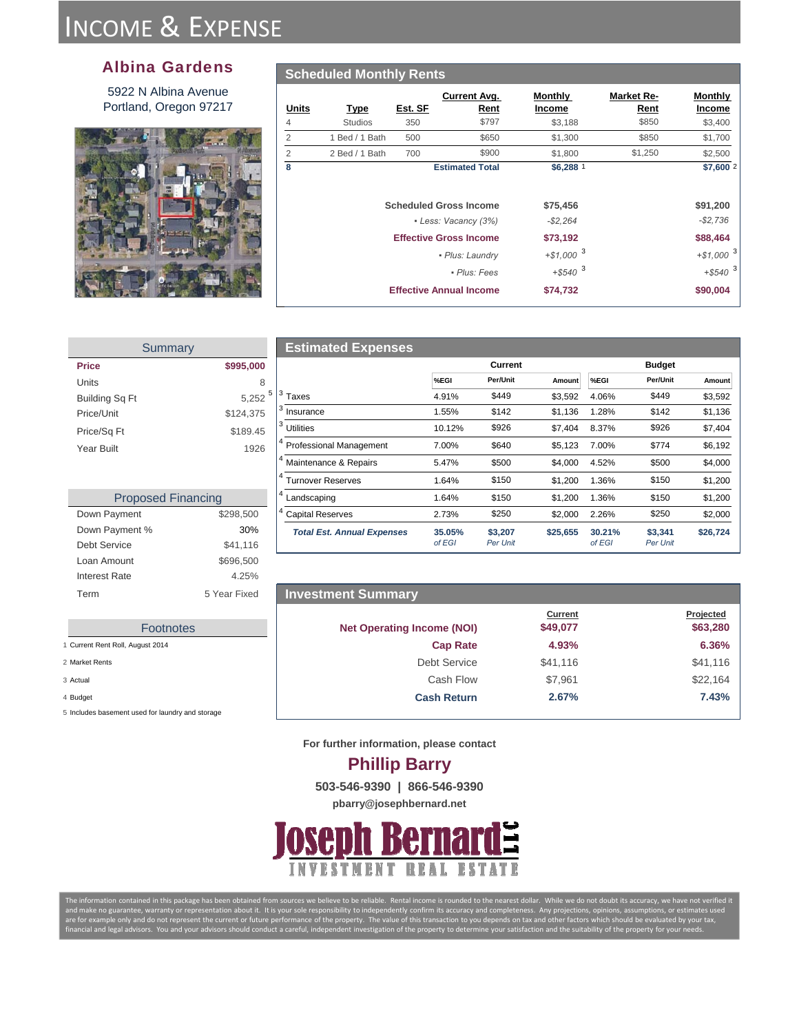# Income & Expense

## Albina Gardens

5922 N Albina Avenue
Portland, Oregon 97217

## Scheduled Monthly Rents

| Units | Type | Est. SF | Current Avg. Rent | Monthly Income | Market Re-Rent | Monthly Income |
|---|---|---|---|---|---|---|
| 4 | Studios | 350 | $797 | $3,188 | $850 | $3,400 |
| 2 | 1 Bed / 1 Bath | 500 | $650 | $1,300 | $850 | $1,700 |
| 2 | 2 Bed / 1 Bath | 700 | $900 | $1,800 | $1,250 | $2,500 |
| **8** | | | **Estimated Total** | **$6,288** [1] | | **$7,600** [2] |
| | | | **Scheduled Gross Income** | **$75,456** | | **$91,200** |
| | | | *▪ Less: Vacancy (3%)* | *-$2,264* | | *-$2,736* |
| | | | **Effective Gross Income** | **$73,192** | | **$88,464** |
| | | | *▪ Plus: Laundry* | *+$1,000* [3] | | *+$1,000* [3] |
| | | | *▪ Plus: Fees* | *+$540* [3] | | *+$540* [3] |
| | | | **Effective Annual Income** | **$74,732** | | **$90,004** |

## Summary

| | |
|---|---|
| **Price** | **$995,000** |
| Units | 8 |
| Building Sq Ft | 5,252 [5] |
| Price/Unit | $124,375 |
| Price/Sq Ft | $189.45 |
| Year Built | 1926 |

## Estimated Expenses

| | Current | | | Budget | | |
|---|---|---|---|---|---|---|
| | %EGI | Per/Unit | Amount | %EGI | Per/Unit | Amount |
| [3] Taxes | 4.91% | $449 | $3,592 | 4.06% | $449 | $3,592 |
| [3] Insurance | 1.55% | $142 | $1,136 | 1.28% | $142 | $1,136 |
| [3] Utilities | 10.12% | $926 | $7,404 | 8.37% | $926 | $7,404 |
| [4] Professional Management | 7.00% | $640 | $5,123 | 7.00% | $774 | $6,192 |
| [4] Maintenance & Repairs | 5.47% | $500 | $4,000 | 4.52% | $500 | $4,000 |
| [4] Turnover Reserves | 1.64% | $150 | $1,200 | 1.36% | $150 | $1,200 |
| [4] Landscaping | 1.64% | $150 | $1,200 | 1.36% | $150 | $1,200 |
| [4] Capital Reserves | 2.73% | $250 | $2,000 | 2.26% | $250 | $2,000 |
| ***Total Est. Annual Expenses*** | **35.05%** *of EGI* | **$3,207** *Per Unit* | **$25,655** | **30.21%** *of EGI* | **$3,341** *Per Unit* | **$26,724** |

## Proposed Financing

| | |
|---|---|
| Down Payment | $298,500 |
| Down Payment % | 30% |
| Debt Service | $41,116 |
| Loan Amount | $696,500 |
| Interest Rate | 4.25% |
| Term | 5 Year Fixed |

## Investment Summary

| | Current | Projected |
|---|---|---|
| **Net Operating Income (NOI)** | **$49,077** | **$63,280** |
| **Cap Rate** | **4.93%** | **6.36%** |
| Debt Service | $41,116 | $41,116 |
| Cash Flow | $7,961 | $22,164 |
| **Cash Return** | **2.67%** | **7.43%** |

## Footnotes

1 Current Rent Roll, August 2014
2 Market Rents
3 Actual
4 Budget
5 Includes basement used for laundry and storage

**For further information, please contact**

**Phillip Barry**

**503-546-9390 | 866-546-9390**

**pbarry@josephbernard.net**

**Joseph Bernard LLC**
INVESTMENT REAL ESTATE

The information contained in this package has been obtained from sources we believe to be reliable. Rental income is rounded to the nearest dollar. While we do not doubt its accuracy, we have not verified it and make no guarantee, warranty or representation about it. It is your sole responsibility to independently confirm its accuracy and completeness. Any projections, opinions, assumptions, or estimates used are for example only and do not represent the current or future performance of the property. The value of this transaction to you depends on tax and other factors which should be evaluated by your tax, financial and legal advisors. You and your advisors should conduct a careful, independent investigation of the property to determine your satisfaction and the suitability of the property for your needs.